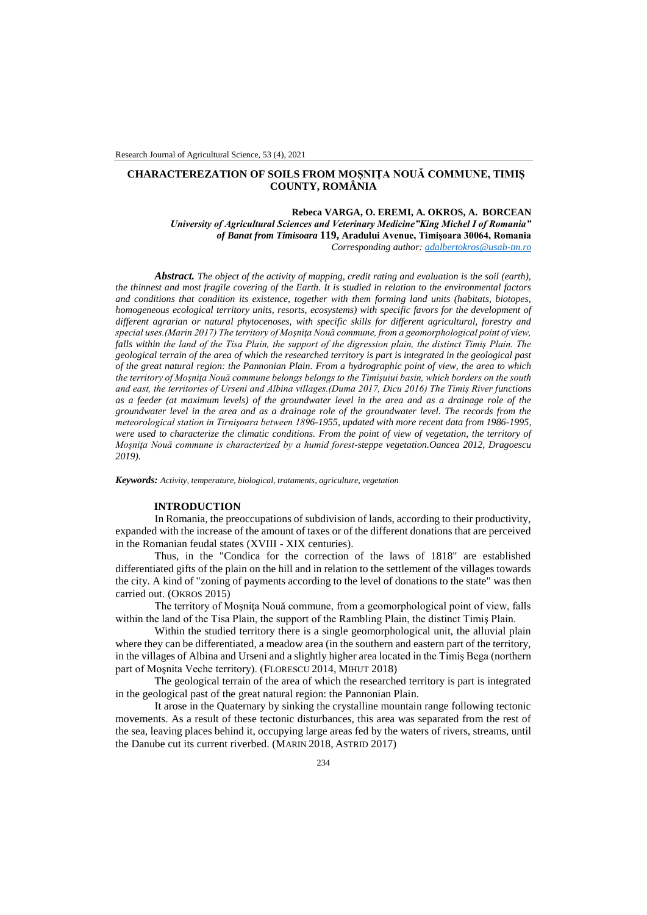# CHARACTEREZATION OF SOILS FROM MOȘNIȚA NOUĂ COMMUNE, TIMIȘ COUNTY, ROMÂNIA

**Rebeca VARGA, O. EREMI, A. OKROS, A. BORCEAN**

***University of Agricultural Sciences and Veterinary Medicine"King Michel I of Romania" of Banat from Timisoara* 119, Aradului Avenue, Timișoara 30064, Romania**

*Corresponding author: adalbertokros@usab-tm.ro*

***Abstract.*** *The object of the activity of mapping, credit rating and evaluation is the soil (earth), the thinnest and most fragile covering of the Earth. It is studied in relation to the environmental factors and conditions that condition its existence, together with them forming land units (habitats, biotopes, homogeneous ecological territory units, resorts, ecosystems) with specific favors for the development of different agrarian or natural phytocenoses, with specific skills for different agricultural, forestry and special uses.(Marin 2017) The territory of Moşniţa Nouă commune, from a geomorphological point of view, falls within the land of the Tisa Plain, the support of the digression plain, the distinct Timiş Plain. The geological terrain of the area of which the researched territory is part is integrated in the geological past of the great natural region: the Pannonian Plain. From a hydrographic point of view, the area to which the territory of Moşniţa Nouă commune belongs belongs to the Timişuiui basin, which borders on the south and east, the territories of Urseni and Albina villages.(Duma 2017, Dicu 2016) The Timiş River functions as a feeder (at maximum levels) of the groundwater level in the area and as a drainage role of the groundwater level in the area and as a drainage role of the groundwater level. The records from the meteorological station in Tirnişoara between 1896-1955, updated with more recent data from 1986-1995, were used to characterize the climatic conditions. From the point of view of vegetation, the territory of Moşniţa Nouă commune is characterized by a humid forest-steppe vegetation.Oancea 2012, Dragoescu 2019).*

***Keywords:*** *Activity, temperature, biological, trataments, agriculture, vegetation*

## INTRODUCTION

In Romania, the preoccupations of subdivision of lands, according to their productivity, expanded with the increase of the amount of taxes or of the different donations that are perceived in the Romanian feudal states (XVIII - XIX centuries).

Thus, in the "Condica for the correction of the laws of 1818" are established differentiated gifts of the plain on the hill and in relation to the settlement of the villages towards the city. A kind of "zoning of payments according to the level of donations to the state" was then carried out. (OKROS 2015)

The territory of Moşniţa Nouă commune, from a geomorphological point of view, falls within the land of the Tisa Plain, the support of the Rambling Plain, the distinct Timiş Plain.

Within the studied territory there is a single geomorphological unit, the alluvial plain where they can be differentiated, a meadow area (in the southern and eastern part of the territory, in the villages of Albina and Urseni and a slightly higher area located in the Timiş Bega (northern part of Moşnita Veche territory). (FLORESCU 2014, MIHUT 2018)

The geological terrain of the area of which the researched territory is part is integrated in the geological past of the great natural region: the Pannonian Plain.

It arose in the Quaternary by sinking the crystalline mountain range following tectonic movements. As a result of these tectonic disturbances, this area was separated from the rest of the sea, leaving places behind it, occupying large areas fed by the waters of rivers, streams, until the Danube cut its current riverbed. (MARIN 2018, ASTRID 2017)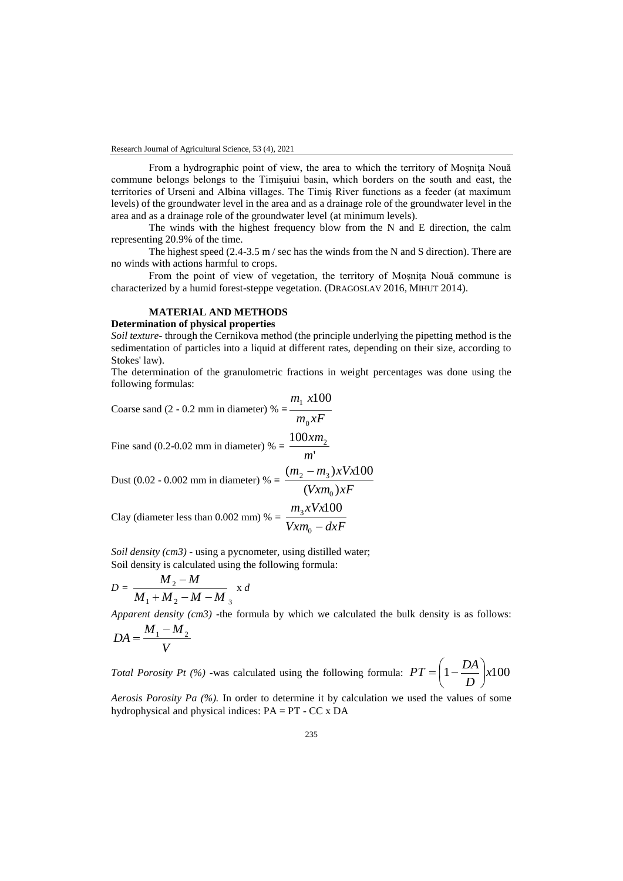From a hydrographic point of view, the area to which the territory of Moşniţa Nouă commune belongs belongs to the Timişuiui basin, which borders on the south and east, the territories of Urseni and Albina villages. The Timiş River functions as a feeder (at maximum levels) of the groundwater level in the area and as a drainage role of the groundwater level in the area and as a drainage role of the groundwater level (at minimum levels).

The winds with the highest frequency blow from the N and E direction, the calm representing 20.9% of the time.

The highest speed (2.4-3.5 m / sec has the winds from the N and S direction). There are no winds with actions harmful to crops.

From the point of view of vegetation, the territory of Moşniţa Nouă commune is characterized by a humid forest-steppe vegetation. (DRAGOSLAV 2016, MIHUT 2014).

## MATERIAL AND METHODS

**Determination of physical properties**

*Soil texture*- through the Cernikova method (the principle underlying the pipetting method is the sedimentation of particles into a liquid at different rates, depending on their size, according to Stokes' law).

The determination of the granulometric fractions in weight percentages was done using the following formulas:

Coarse sand (2 - 0.2 mm in diameter) % = $\dfrac{m_1\ x100}{m_0 xF}$

Fine sand (0.2-0.02 mm in diameter) % = $\dfrac{100xm_2}{m'}$

Dust (0.02 - 0.002 mm in diameter) % = $\dfrac{(m_2 - m_3)xVx100}{(Vxm_0)xF}$

Clay (diameter less than 0.002 mm) % = $\dfrac{m_3 xVx100}{Vxm_0 - dxF}$

*Soil density (cm3)* - using a pycnometer, using distilled water;
Soil density is calculated using the following formula:

$$D = \frac{M_2 - M}{M_1 + M_2 - M - M_3} \text{ x } d$$

*Apparent density (cm3)* -the formula by which we calculated the bulk density is as follows:

$$DA = \frac{M_1 - M_2}{V}$$

*Total Porosity Pt (%)* -was calculated using the following formula: $PT = \left(1 - \dfrac{DA}{D}\right)x100$

*Aerosis Porosity Pa (%).* In order to determine it by calculation we used the values of some hydrophysical and physical indices: PA = PT - CC x DA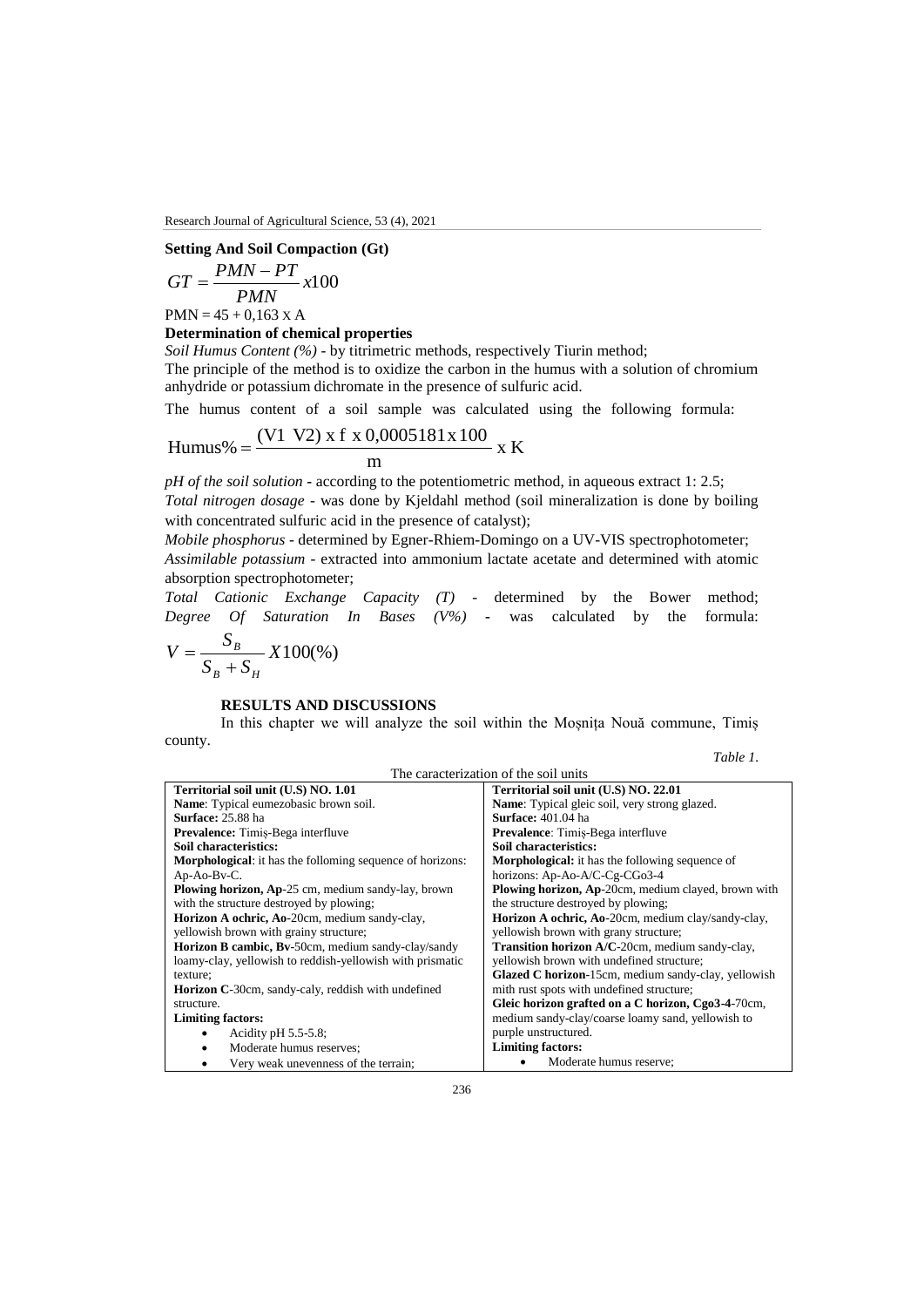**Setting And Soil Compaction (Gt)**

$$GT = \frac{PMN - PT}{PMN} x100$$

PMN = 45 + 0,163 x A

**Determination of chemical properties**

*Soil Humus Content (%)* - by titrimetric methods, respectively Tiurin method;

The principle of the method is to oxidize the carbon in the humus with a solution of chromium anhydride or potassium dichromate in the presence of sulfuric acid.

The humus content of a soil sample was calculated using the following formula:

$$\text{Humus\%} = \frac{(V1\ \ V2)\ x\ f\ x\ 0{,}0005181\,x\,100}{m}\ x\ K$$

*pH of the soil solution* - according to the potentiometric method, in aqueous extract 1: 2.5;

*Total nitrogen dosage* - was done by Kjeldahl method (soil mineralization is done by boiling with concentrated sulfuric acid in the presence of catalyst);

*Mobile phosphorus* - determined by Egner-Rhiem-Domingo on a UV-VIS spectrophotometer;

*Assimilable potassium* - extracted into ammonium lactate acetate and determined with atomic absorption spectrophotometer;

*Total Cationic Exchange Capacity (T)* - determined by the Bower method; *Degree Of Saturation In Bases (V%)* - was calculated by the formula:

$$V = \frac{S_B}{S_B + S_H} X100(\%)$$

## RESULTS AND DISCUSSIONS

In this chapter we will analyze the soil within the Moșnița Nouă commune, Timiș county.

*Table 1.*

The caracterization of the soil units

| Territorial soil unit (U.S) NO. 1.01 | Territorial soil unit (U.S) NO. 22.01 |
|---|---|
| **Name**: Typical eumezobasic brown soil. | **Name**: Typical gleic soil, very strong glazed. |
| **Surface:** 25.88 ha | **Surface:** 401.04 ha |
| **Prevalence:** Timiș-Bega interfluve | **Prevalence**: Timiș-Bega interfluve |
| **Soil characteristics:** | **Soil characteristics:** |
| **Morphological**: it has the folloming sequence of horizons: Ap-Ao-Bv-C. | **Morphological:** it has the following sequence of horizons: Ap-Ao-A/C-Cg-CGo3-4 |
| **Plowing horizon, Ap**-25 cm, medium sandy-lay, brown with the structure destroyed by plowing; | **Plowing horizon, Ap**-20cm, medium clayed, brown with the structure destroyed by plowing; |
| **Horizon A ochric, Ao**-20cm, medium sandy-clay, yellowish brown with grainy structure; | **Horizon A ochric, Ao**-20cm, medium clay/sandy-clay, yellowish brown with grany structure; |
| **Horizon B cambic, Bv**-50cm, medium sandy-clay/sandy loamy-clay, yellowish to reddish-yellowish with prismatic texture; | **Transition horizon A/C**-20cm, medium sandy-clay, yellowish brown with undefined structure; |
| **Horizon C**-30cm, sandy-caly, reddish with undefined structure. | **Glazed C horizon**-15cm, medium sandy-clay, yellowish mith rust spots with undefined structure; |
| **Limiting factors:**<br>• Acidity pH 5.5-5.8;<br>• Moderate humus reserves;<br>• Very weak unevenness of the terrain; | **Gleic horizon grafted on a C horizon, Cgo3-4**-70cm, medium sandy-clay/coarse loamy sand, yellowish to purple unstructured.<br>**Limiting factors:**<br>• Moderate humus reserve; |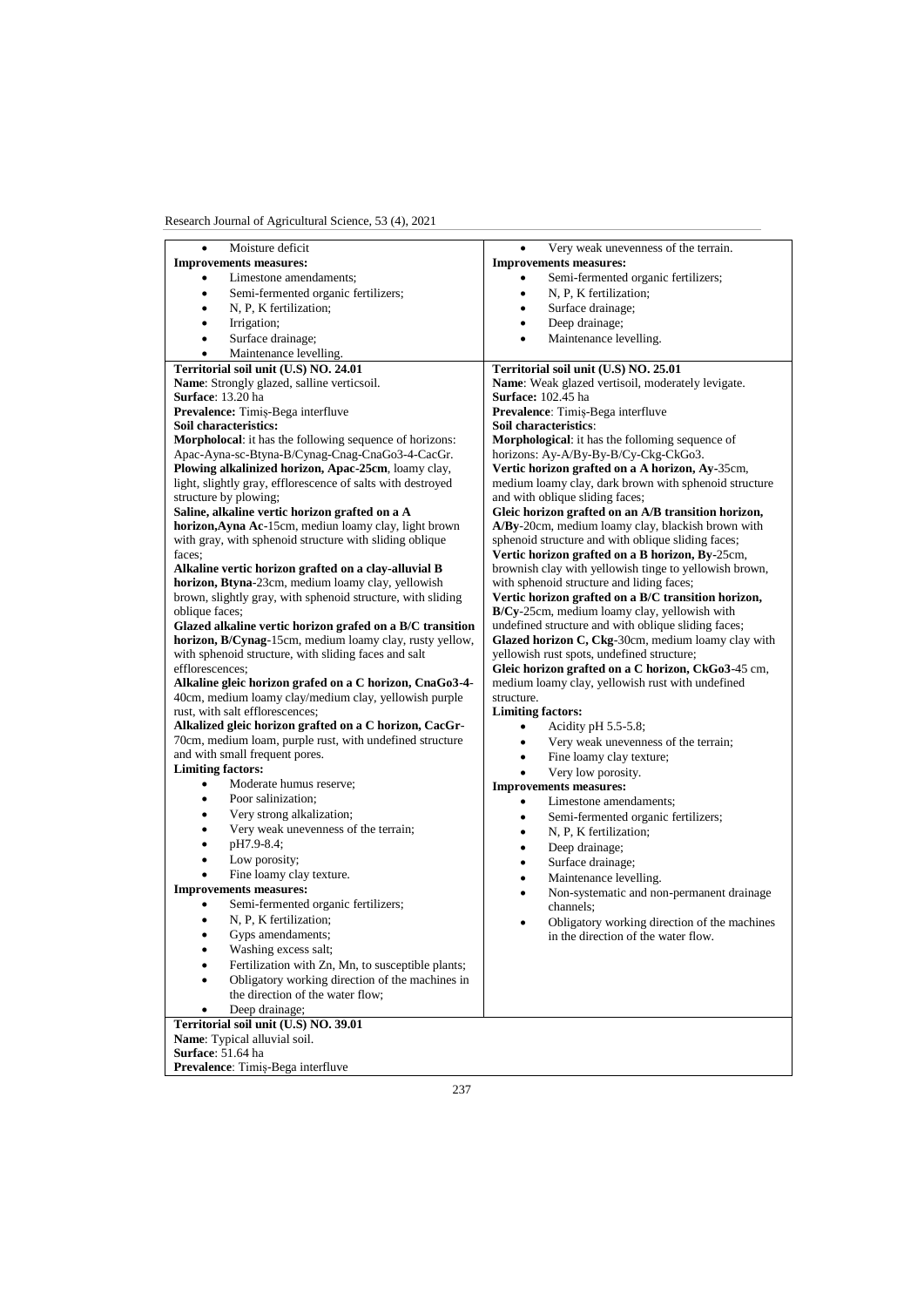- Moisture deficit

**Improvements measures:**

- Limestone amendaments;
- Semi-fermented organic fertilizers;
- N, P, K fertilization;
- Irrigation;
- Surface drainage;
- Maintenance levelling.

- Very weak unevenness of the terrain.

**Improvements measures:**

- Semi-fermented organic fertilizers;
- N, P, K fertilization;
- Surface drainage;
- Deep drainage;
- Maintenance levelling.

**Territorial soil unit (U.S) NO. 24.01**

**Name**: Strongly glazed, salline verticsoil.

**Surface**: 13.20 ha

**Prevalence:** Timiș-Bega interfluve

**Soil characteristics:**

**Morpholocal**: it has the following sequence of horizons: Apac-Ayna-sc-Btyna-B/Cynag-Cnag-CnaGo3-4-CacGr.

**Plowing alkalinized horizon, Apac-25cm**, loamy clay, light, slightly gray, efflorescence of salts with destroyed structure by plowing;

**Saline, alkaline vertic horizon grafted on a A horizon,Ayna Ac**-15cm, mediun loamy clay, light brown with gray, with sphenoid structure with sliding oblique faces;

**Alkaline vertic horizon grafted on a clay-alluvial B horizon, Btyna**-23cm, medium loamy clay, yellowish brown, slightly gray, with sphenoid structure, with sliding oblique faces;

**Glazed alkaline vertic horizon grafed on a B/C transition horizon, B/Cynag**-15cm, medium loamy clay, rusty yellow, with sphenoid structure, with sliding faces and salt efflorescences;

**Alkaline gleic horizon grafed on a C horizon, CnaGo3-4**-40cm, medium loamy clay/medium clay, yellowish purple rust, with salt efflorescences;

**Alkalized gleic horizon grafted on a C horizon, CacGr**-70cm, medium loam, purple rust, with undefined structure and with small frequent pores.

**Limiting factors:**

- Moderate humus reserve;
- Poor salinization;
- Very strong alkalization;
- Very weak unevenness of the terrain;
- pH7.9-8.4;
- Low porosity;
- Fine loamy clay texture.

**Improvements measures:**

- Semi-fermented organic fertilizers;
- N, P, K fertilization;
- Gyps amendaments;
- Washing excess salt;
- Fertilization with Zn, Mn, to susceptible plants;
- Obligatory working direction of the machines in the direction of the water flow;
- Deep drainage;

**Territorial soil unit (U.S) NO. 25.01**

**Name**: Weak glazed vertisoil, moderately levigate.

**Surface:** 102.45 ha

**Prevalence**: Timiș-Bega interfluve

**Soil characteristics**:

**Morphological**: it has the folloming sequence of horizons: Ay-A/By-By-B/Cy-Ckg-CkGo3.

**Vertic horizon grafted on a A horizon, Ay**-35cm, medium loamy clay, dark brown with sphenoid structure and with oblique sliding faces;

**Gleic horizon grafted on an A/B transition horizon, A/By**-20cm, medium loamy clay, blackish brown with sphenoid structure and with oblique sliding faces;

**Vertic horizon grafted on a B horizon, By**-25cm, brownish clay with yellowish tinge to yellowish brown, with sphenoid structure and liding faces;

**Vertic horizon grafted on a B/C transition horizon, B/Cy**-25cm, medium loamy clay, yellowish with undefined structure and with oblique sliding faces;

**Glazed horizon C, Ckg**-30cm, medium loamy clay with yellowish rust spots, undefined structure;

**Gleic horizon grafted on a C horizon, CkGo3**-45 cm, medium loamy clay, yellowish rust with undefined structure.

**Limiting factors:**

- Acidity pH 5.5-5.8;
- Very weak unevenness of the terrain;
- Fine loamy clay texture;
- Very low porosity.

**Improvements measures:**

- Limestone amendaments;
- Semi-fermented organic fertilizers;
- N, P, K fertilization;
- Deep drainage;
- Surface drainage;
- Maintenance levelling.
- Non-systematic and non-permanent drainage channels;
- Obligatory working direction of the machines in the direction of the water flow.

**Territorial soil unit (U.S) NO. 39.01**

**Name**: Typical alluvial soil.

**Surface**: 51.64 ha

**Prevalence**: Timiș-Bega interfluve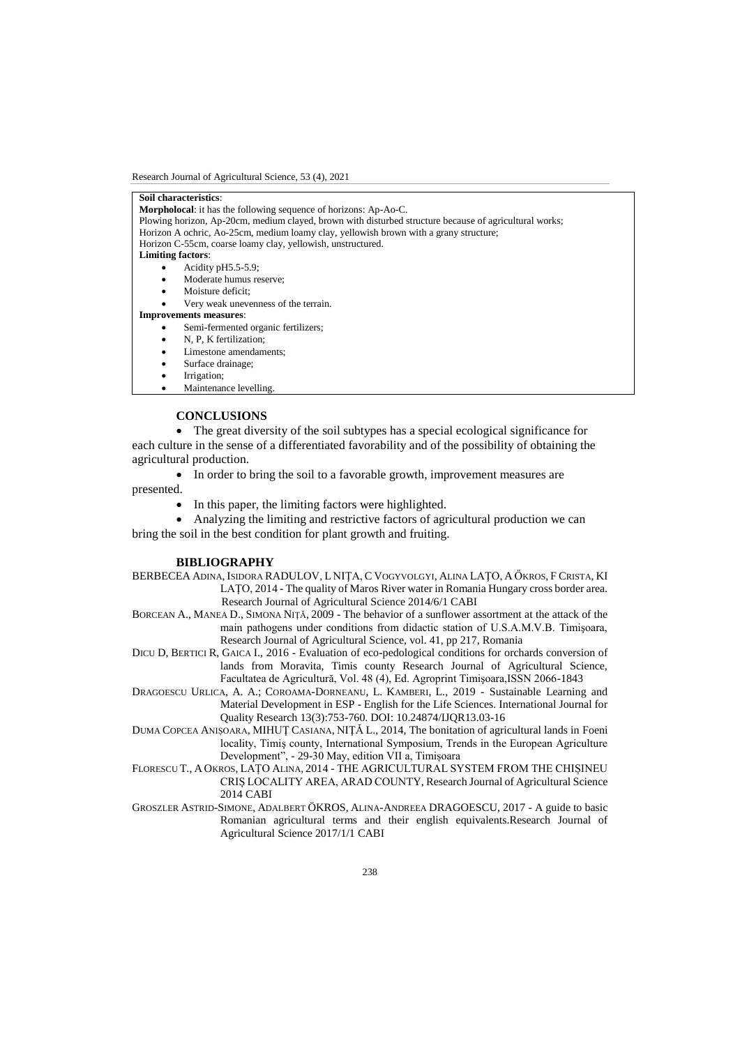**Soil characteristics**:

**Morpholocal**: it has the following sequence of horizons: Ap-Ao-C.

Plowing horizon, Ap-20cm, medium clayed, brown with disturbed structure because of agricultural works;

Horizon A ochric, Ao-25cm, medium loamy clay, yellowish brown with a grany structure;

Horizon C-55cm, coarse loamy clay, yellowish, unstructured.

**Limiting factors**:

- Acidity pH5.5-5.9;
- Moderate humus reserve;
- Moisture deficit;
- Very weak unevenness of the terrain.

**Improvements measures**:

- Semi-fermented organic fertilizers;
- N, P, K fertilization;
- Limestone amendaments;
- Surface drainage;
- Irrigation;
- Maintenance levelling.

## CONCLUSIONS

- The great diversity of the soil subtypes has a special ecological significance for each culture in the sense of a differentiated favorability and of the possibility of obtaining the agricultural production.
- In order to bring the soil to a favorable growth, improvement measures are presented.
- In this paper, the limiting factors were highlighted.
- Analyzing the limiting and restrictive factors of agricultural production we can bring the soil in the best condition for plant growth and fruiting.

## BIBLIOGRAPHY

BERBECEA ADINA, ISIDORA RADULOV, L NIȚA, C VOGYVOLGYI, ALINA LAȚO, A ŐKROS, F CRISTA, KI LAȚO, 2014 - The quality of Maros River water in Romania Hungary cross border area. Research Journal of Agricultural Science 2014/6/1 CABI

BORCEAN A., MANEA D., SIMONA NIȚĂ, 2009 - The behavior of a sunflower assortment at the attack of the main pathogens under conditions from didactic station of U.S.A.M.V.B. Timişoara, Research Journal of Agricultural Science, vol. 41, pp 217, Romania

DICU D, BERTICI R, GAICA I., 2016 - Evaluation of eco-pedological conditions for orchards conversion of lands from Moravita, Timis county Research Journal of Agricultural Science, Facultatea de Agricultură, Vol. 48 (4), Ed. Agroprint Timişoara,ISSN 2066-1843

DRAGOESCU URLICA, A. A.; COROAMA-DORNEANU, L. KAMBERI, L., 2019 - Sustainable Learning and Material Development in ESP - English for the Life Sciences. International Journal for Quality Research 13(3):753-760. DOI: 10.24874/IJQR13.03-16

DUMA COPCEA ANIȘOARA, MIHUȚ CASIANA, NIȚĂ L., 2014, The bonitation of agricultural lands in Foeni locality, Timiş county, International Symposium, Trends in the European Agriculture Development", - 29-30 May, edition VII a, Timișoara

FLORESCU T., A OKROS, LAȚO ALINA, 2014 - THE AGRICULTURAL SYSTEM FROM THE CHIȘINEU CRIȘ LOCALITY AREA, ARAD COUNTY, Research Journal of Agricultural Science 2014 CABI

GROSZLER ASTRID-SIMONE, ADALBERT ÖKROS, ALINA-ANDREEA DRAGOESCU, 2017 - A guide to basic Romanian agricultural terms and their english equivalents.Research Journal of Agricultural Science 2017/1/1 CABI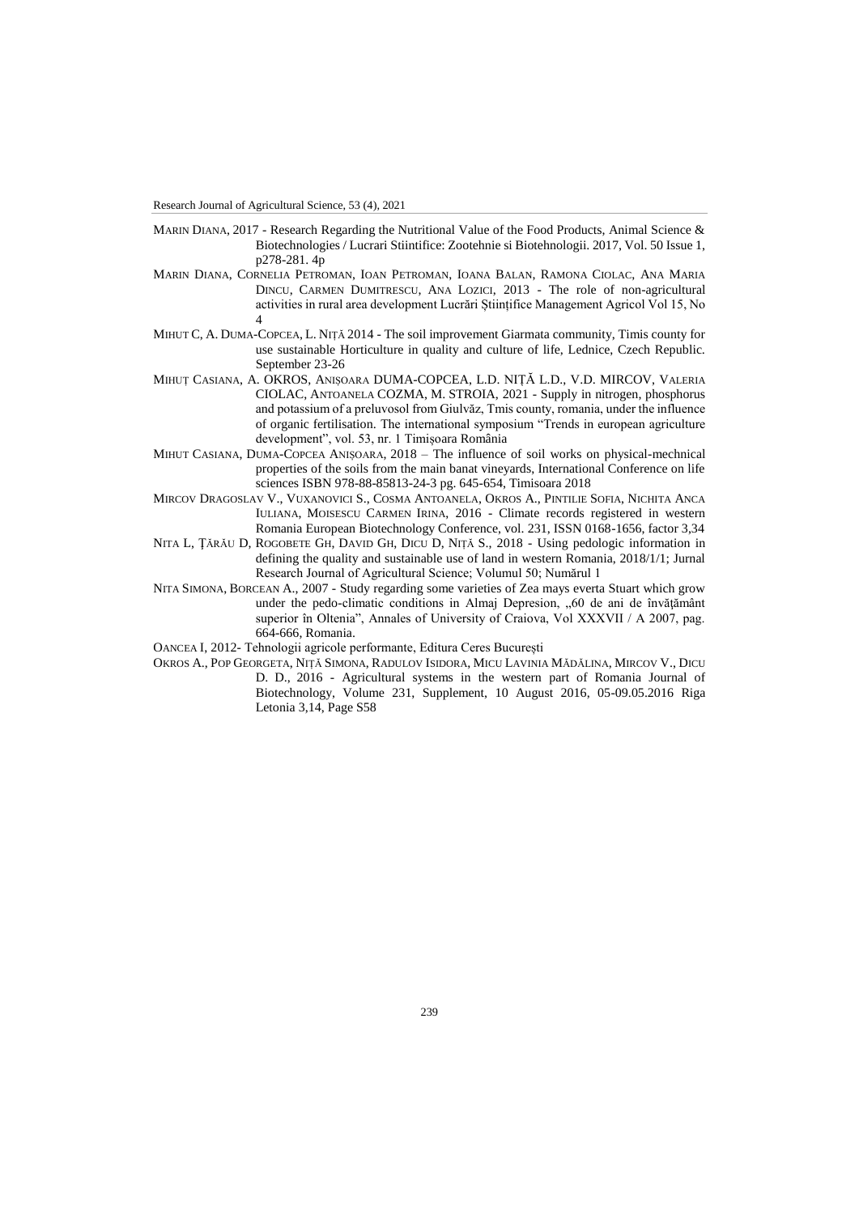MARIN DIANA, 2017 - Research Regarding the Nutritional Value of the Food Products, Animal Science & Biotechnologies / Lucrari Stiintifice: Zootehnie si Biotehnologii. 2017, Vol. 50 Issue 1, p278-281. 4p

MARIN DIANA, CORNELIA PETROMAN, IOAN PETROMAN, IOANA BALAN, RAMONA CIOLAC, ANA MARIA DINCU, CARMEN DUMITRESCU, ANA LOZICI, 2013 - The role of non-agricultural activities in rural area development Lucrări Științifice Management Agricol Vol 15, No 4

MIHUT C, A. DUMA-COPCEA, L. NIȚĂ 2014 - The soil improvement Giarmata community, Timis county for use sustainable Horticulture in quality and culture of life, Lednice, Czech Republic. September 23-26

MIHUȚ CASIANA, A. OKROS, ANIȘOARA DUMA-COPCEA, L.D. NIȚĂ L.D., V.D. MIRCOV, VALERIA CIOLAC, ANTOANELA COZMA, M. STROIA, 2021 - Supply in nitrogen, phosphorus and potassium of a preluvosol from Giulvăz, Tmis county, romania, under the influence of organic fertilisation. The international symposium "Trends in european agriculture development", vol. 53, nr. 1 Timişoara România

MIHUT CASIANA, DUMA-COPCEA ANIȘOARA, 2018 – The influence of soil works on physical-mechnical properties of the soils from the main banat vineyards, International Conference on life sciences ISBN 978-88-85813-24-3 pg. 645-654, Timisoara 2018

MIRCOV DRAGOSLAV V., VUXANOVICI S., COSMA ANTOANELA, OKROS A., PINTILIE SOFIA, NICHITA ANCA IULIANA, MOISESCU CARMEN IRINA, 2016 - Climate records registered in western Romania European Biotechnology Conference, vol. 231, ISSN 0168-1656, factor 3,34

NITA L, ȚĂRĂU D, ROGOBETE GH, DAVID GH, DICU D, NIȚĂ S., 2018 - Using pedologic information in defining the quality and sustainable use of land in western Romania, 2018/1/1; Jurnal Research Journal of Agricultural Science; Volumul 50; Numărul 1

NITA SIMONA, BORCEAN A., 2007 - Study regarding some varieties of Zea mays everta Stuart which grow under the pedo-climatic conditions in Almaj Depresion, „60 de ani de învăţământ superior în Oltenia", Annales of University of Craiova, Vol XXXVII / A 2007, pag. 664-666, Romania.

OANCEA I, 2012- Tehnologii agricole performante, Editura Ceres București

OKROS A., POP GEORGETA, NIȚĂ SIMONA, RADULOV ISIDORA, MICU LAVINIA MĂDĂLINA, MIRCOV V., DICU D. D., 2016 - Agricultural systems in the western part of Romania Journal of Biotechnology, Volume 231, Supplement, 10 August 2016, 05-09.05.2016 Riga Letonia 3,14, Page S58